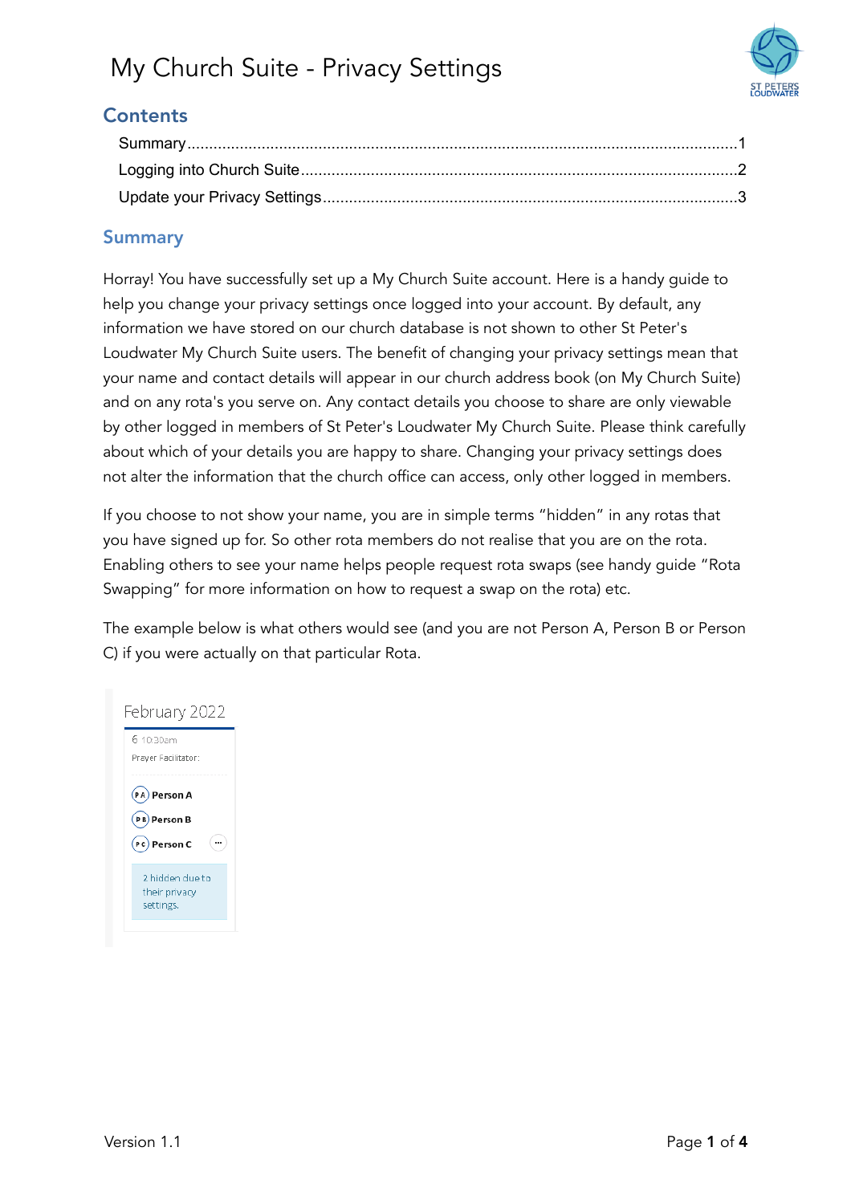# My Church Suite - Privacy Settings

## Contents

- Summary ........ 1
- Logging into Church Suite ........ 2
- Update your Privacy Settings ........ 3

## Summary

Horray! You have successfully set up a My Church Suite account. Here is a handy guide to help you change your privacy settings once logged into your account. By default, any information we have stored on our church database is not shown to other St Peter's Loudwater My Church Suite users. The benefit of changing your privacy settings mean that your name and contact details will appear in our church address book (on My Church Suite) and on any rota's you serve on. Any contact details you choose to share are only viewable by other logged in members of St Peter's Loudwater My Church Suite. Please think carefully about which of your details you are happy to share. Changing your privacy settings does not alter the information that the church office can access, only other logged in members.

If you choose to not show your name, you are in simple terms "hidden" in any rotas that you have signed up for. So other rota members do not realise that you are on the rota. Enabling others to see your name helps people request rota swaps (see handy guide "Rota Swapping" for more information on how to request a swap on the rota) etc.

The example below is what others would see (and you are not Person A, Person B or Person C) if you were actually on that particular Rota.

February 2022

6 10:30am

Prayer Facilitator:

- Person A
- Person B
- Person C

2 hidden due to their privacy settings.

Version 1.1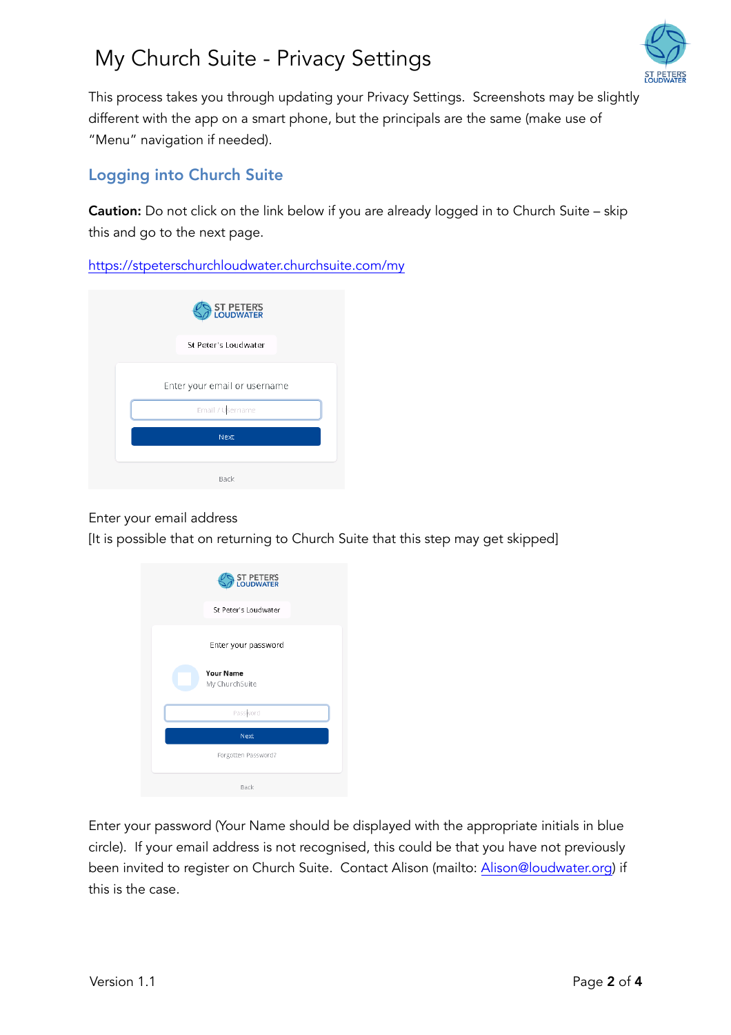# My Church Suite - Privacy Settings

This process takes you through updating your Privacy Settings. Screenshots may be slightly different with the app on a smart phone, but the principals are the same (make use of "Menu" navigation if needed).

## Logging into Church Suite

**Caution:** Do not click on the link below if you are already logged in to Church Suite – skip this and go to the next page.

https://stpeterschurchloudwater.churchsuite.com/my

Enter your email address
[It is possible that on returning to Church Suite that this step may get skipped]

Enter your password (Your Name should be displayed with the appropriate initials in blue circle). If your email address is not recognised, this could be that you have not previously been invited to register on Church Suite. Contact Alison (mailto: Alison@loudwater.org) if this is the case.

Version 1.1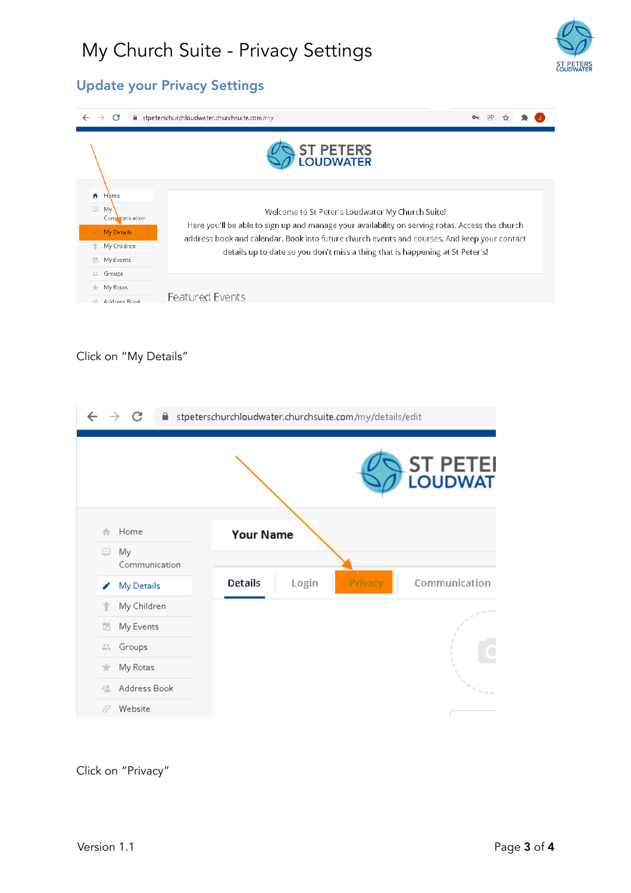# My Church Suite - Privacy Settings

## Update your Privacy Settings

Click on “My Details”

Click on “Privacy”

Version 1.1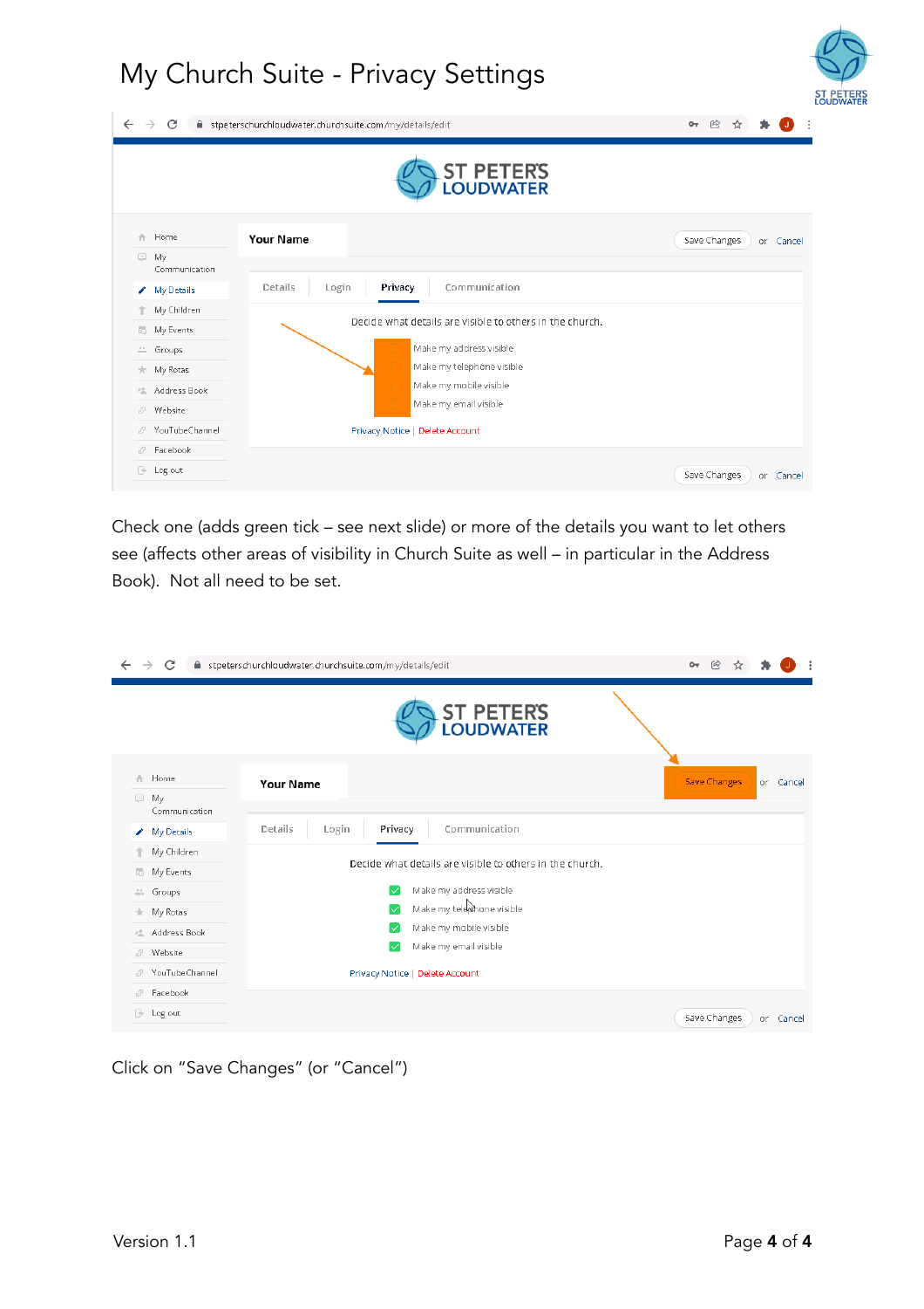# My Church Suite - Privacy Settings

Check one (adds green tick – see next slide) or more of the details you want to let others see (affects other areas of visibility in Church Suite as well – in particular in the Address Book). Not all need to be set.

Click on “Save Changes” (or “Cancel”)

Version 1.1